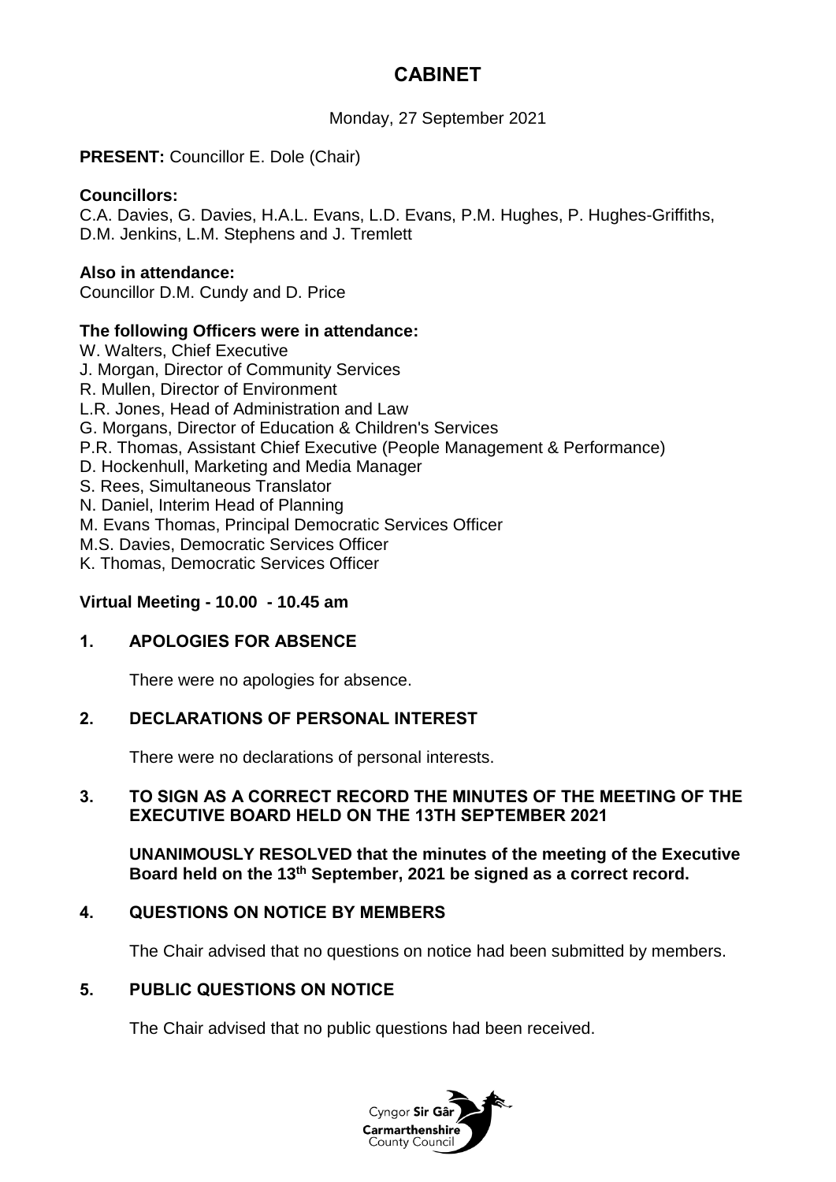# CABINET

Monday, 27 September 2021

**PRESENT:** Councillor E. Dole (Chair)

**Councillors:**
C.A. Davies, G. Davies, H.A.L. Evans, L.D. Evans, P.M. Hughes, P. Hughes-Griffiths, D.M. Jenkins, L.M. Stephens and J. Tremlett

**Also in attendance:**
Councillor D.M. Cundy and D. Price

**The following Officers were in attendance:**
W. Walters, Chief Executive
J. Morgan, Director of Community Services
R. Mullen, Director of Environment
L.R. Jones, Head of Administration and Law
G. Morgans, Director of Education & Children's Services
P.R. Thomas, Assistant Chief Executive (People Management & Performance)
D. Hockenhull, Marketing and Media Manager
S. Rees, Simultaneous Translator
N. Daniel, Interim Head of Planning
M. Evans Thomas, Principal Democratic Services Officer
M.S. Davies, Democratic Services Officer
K. Thomas, Democratic Services Officer

**Virtual Meeting - 10.00 - 10.45 am**

## 1. APOLOGIES FOR ABSENCE

There were no apologies for absence.

## 2. DECLARATIONS OF PERSONAL INTEREST

There were no declarations of personal interests.

## 3. TO SIGN AS A CORRECT RECORD THE MINUTES OF THE MEETING OF THE EXECUTIVE BOARD HELD ON THE 13TH SEPTEMBER 2021

**UNANIMOUSLY RESOLVED that the minutes of the meeting of the Executive Board held on the 13th September, 2021 be signed as a correct record.**

## 4. QUESTIONS ON NOTICE BY MEMBERS

The Chair advised that no questions on notice had been submitted by members.

## 5. PUBLIC QUESTIONS ON NOTICE

The Chair advised that no public questions had been received.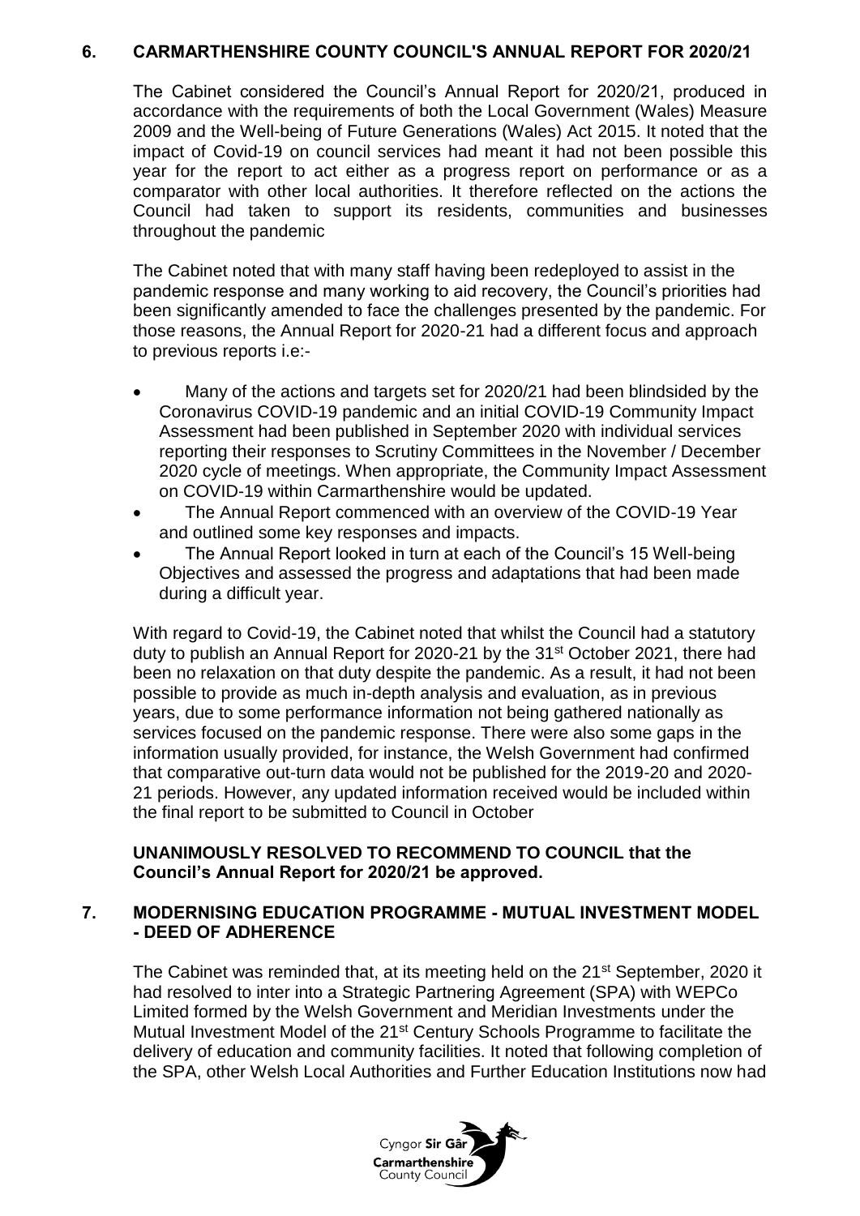## 6. CARMARTHENSHIRE COUNTY COUNCIL'S ANNUAL REPORT FOR 2020/21

The Cabinet considered the Council's Annual Report for 2020/21, produced in accordance with the requirements of both the Local Government (Wales) Measure 2009 and the Well-being of Future Generations (Wales) Act 2015. It noted that the impact of Covid-19 on council services had meant it had not been possible this year for the report to act either as a progress report on performance or as a comparator with other local authorities. It therefore reflected on the actions the Council had taken to support its residents, communities and businesses throughout the pandemic

The Cabinet noted that with many staff having been redeployed to assist in the pandemic response and many working to aid recovery, the Council's priorities had been significantly amended to face the challenges presented by the pandemic. For those reasons, the Annual Report for 2020-21 had a different focus and approach to previous reports i.e:-

- Many of the actions and targets set for 2020/21 had been blindsided by the Coronavirus COVID-19 pandemic and an initial COVID-19 Community Impact Assessment had been published in September 2020 with individual services reporting their responses to Scrutiny Committees in the November / December 2020 cycle of meetings. When appropriate, the Community Impact Assessment on COVID-19 within Carmarthenshire would be updated.
- The Annual Report commenced with an overview of the COVID-19 Year and outlined some key responses and impacts.
- The Annual Report looked in turn at each of the Council's 15 Well-being Objectives and assessed the progress and adaptations that had been made during a difficult year.

With regard to Covid-19, the Cabinet noted that whilst the Council had a statutory duty to publish an Annual Report for 2020-21 by the 31st October 2021, there had been no relaxation on that duty despite the pandemic. As a result, it had not been possible to provide as much in-depth analysis and evaluation, as in previous years, due to some performance information not being gathered nationally as services focused on the pandemic response. There were also some gaps in the information usually provided, for instance, the Welsh Government had confirmed that comparative out-turn data would not be published for the 2019-20 and 2020-21 periods. However, any updated information received would be included within the final report to be submitted to Council in October

**UNANIMOUSLY RESOLVED TO RECOMMEND TO COUNCIL that the Council's Annual Report for 2020/21 be approved.**

## 7. MODERNISING EDUCATION PROGRAMME - MUTUAL INVESTMENT MODEL - DEED OF ADHERENCE

The Cabinet was reminded that, at its meeting held on the 21st September, 2020 it had resolved to inter into a Strategic Partnering Agreement (SPA) with WEPCo Limited formed by the Welsh Government and Meridian Investments under the Mutual Investment Model of the 21st Century Schools Programme to facilitate the delivery of education and community facilities. It noted that following completion of the SPA, other Welsh Local Authorities and Further Education Institutions now had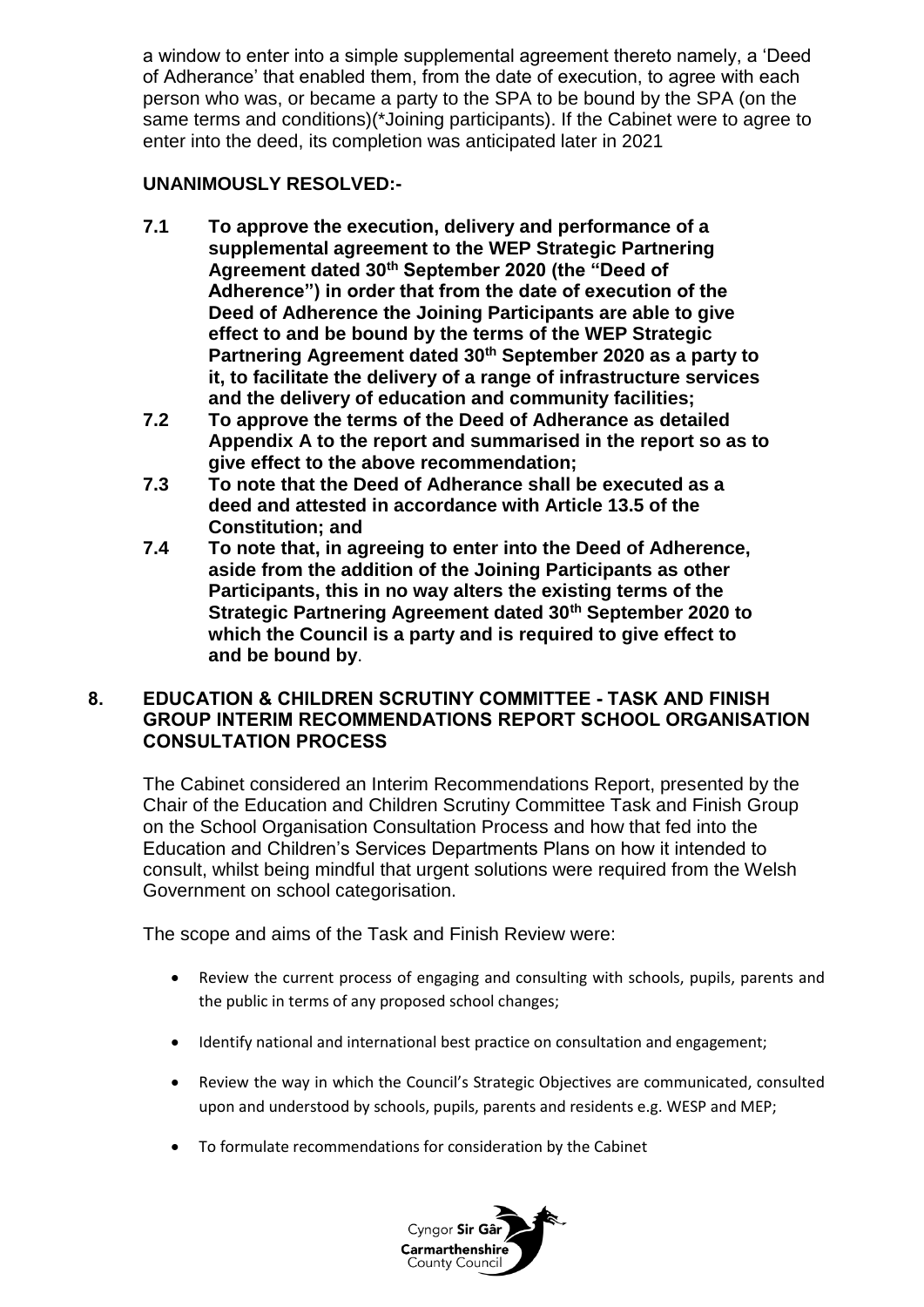a window to enter into a simple supplemental agreement thereto namely, a 'Deed of Adherance' that enabled them, from the date of execution, to agree with each person who was, or became a party to the SPA to be bound by the SPA (on the same terms and conditions)(*Joining participants). If the Cabinet were to agree to enter into the deed, its completion was anticipated later in 2021

**UNANIMOUSLY RESOLVED:-**

**7.1 To approve the execution, delivery and performance of a supplemental agreement to the WEP Strategic Partnering Agreement dated 30th September 2020 (the "Deed of Adherence") in order that from the date of execution of the Deed of Adherence the Joining Participants are able to give effect to and be bound by the terms of the WEP Strategic Partnering Agreement dated 30th September 2020 as a party to it, to facilitate the delivery of a range of infrastructure services and the delivery of education and community facilities;**

**7.2 To approve the terms of the Deed of Adherance as detailed Appendix A to the report and summarised in the report so as to give effect to the above recommendation;**

**7.3 To note that the Deed of Adherance shall be executed as a deed and attested in accordance with Article 13.5 of the Constitution; and**

**7.4 To note that, in agreeing to enter into the Deed of Adherence, aside from the addition of the Joining Participants as other Participants, this in no way alters the existing terms of the Strategic Partnering Agreement dated 30th September 2020 to which the Council is a party and is required to give effect to and be bound by.**

## 8. EDUCATION & CHILDREN SCRUTINY COMMITTEE - TASK AND FINISH GROUP INTERIM RECOMMENDATIONS REPORT SCHOOL ORGANISATION CONSULTATION PROCESS

The Cabinet considered an Interim Recommendations Report, presented by the Chair of the Education and Children Scrutiny Committee Task and Finish Group on the School Organisation Consultation Process and how that fed into the Education and Children's Services Departments Plans on how it intended to consult, whilst being mindful that urgent solutions were required from the Welsh Government on school categorisation.

The scope and aims of the Task and Finish Review were:

- Review the current process of engaging and consulting with schools, pupils, parents and the public in terms of any proposed school changes;
- Identify national and international best practice on consultation and engagement;
- Review the way in which the Council's Strategic Objectives are communicated, consulted upon and understood by schools, pupils, parents and residents e.g. WESP and MEP;
- To formulate recommendations for consideration by the Cabinet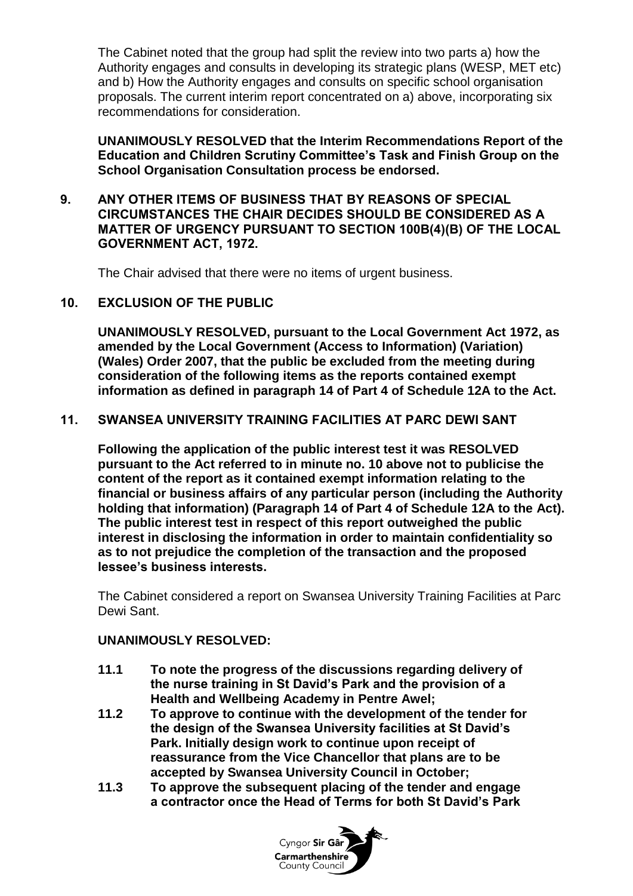The Cabinet noted that the group had split the review into two parts a) how the Authority engages and consults in developing its strategic plans (WESP, MET etc) and b) How the Authority engages and consults on specific school organisation proposals. The current interim report concentrated on a) above, incorporating six recommendations for consideration.

**UNANIMOUSLY RESOLVED that the Interim Recommendations Report of the Education and Children Scrutiny Committee's Task and Finish Group on the School Organisation Consultation process be endorsed.**

## 9. ANY OTHER ITEMS OF BUSINESS THAT BY REASONS OF SPECIAL CIRCUMSTANCES THE CHAIR DECIDES SHOULD BE CONSIDERED AS A MATTER OF URGENCY PURSUANT TO SECTION 100B(4)(B) OF THE LOCAL GOVERNMENT ACT, 1972.

The Chair advised that there were no items of urgent business.

## 10. EXCLUSION OF THE PUBLIC

**UNANIMOUSLY RESOLVED, pursuant to the Local Government Act 1972, as amended by the Local Government (Access to Information) (Variation) (Wales) Order 2007, that the public be excluded from the meeting during consideration of the following items as the reports contained exempt information as defined in paragraph 14 of Part 4 of Schedule 12A to the Act.**

## 11. SWANSEA UNIVERSITY TRAINING FACILITIES AT PARC DEWI SANT

**Following the application of the public interest test it was RESOLVED pursuant to the Act referred to in minute no. 10 above not to publicise the content of the report as it contained exempt information relating to the financial or business affairs of any particular person (including the Authority holding that information) (Paragraph 14 of Part 4 of Schedule 12A to the Act). The public interest test in respect of this report outweighed the public interest in disclosing the information in order to maintain confidentiality so as to not prejudice the completion of the transaction and the proposed lessee's business interests.**

The Cabinet considered a report on Swansea University Training Facilities at Parc Dewi Sant.

**UNANIMOUSLY RESOLVED:**

**11.1 To note the progress of the discussions regarding delivery of the nurse training in St David's Park and the provision of a Health and Wellbeing Academy in Pentre Awel;**

**11.2 To approve to continue with the development of the tender for the design of the Swansea University facilities at St David's Park. Initially design work to continue upon receipt of reassurance from the Vice Chancellor that plans are to be accepted by Swansea University Council in October;**

**11.3 To approve the subsequent placing of the tender and engage a contractor once the Head of Terms for both St David's Park**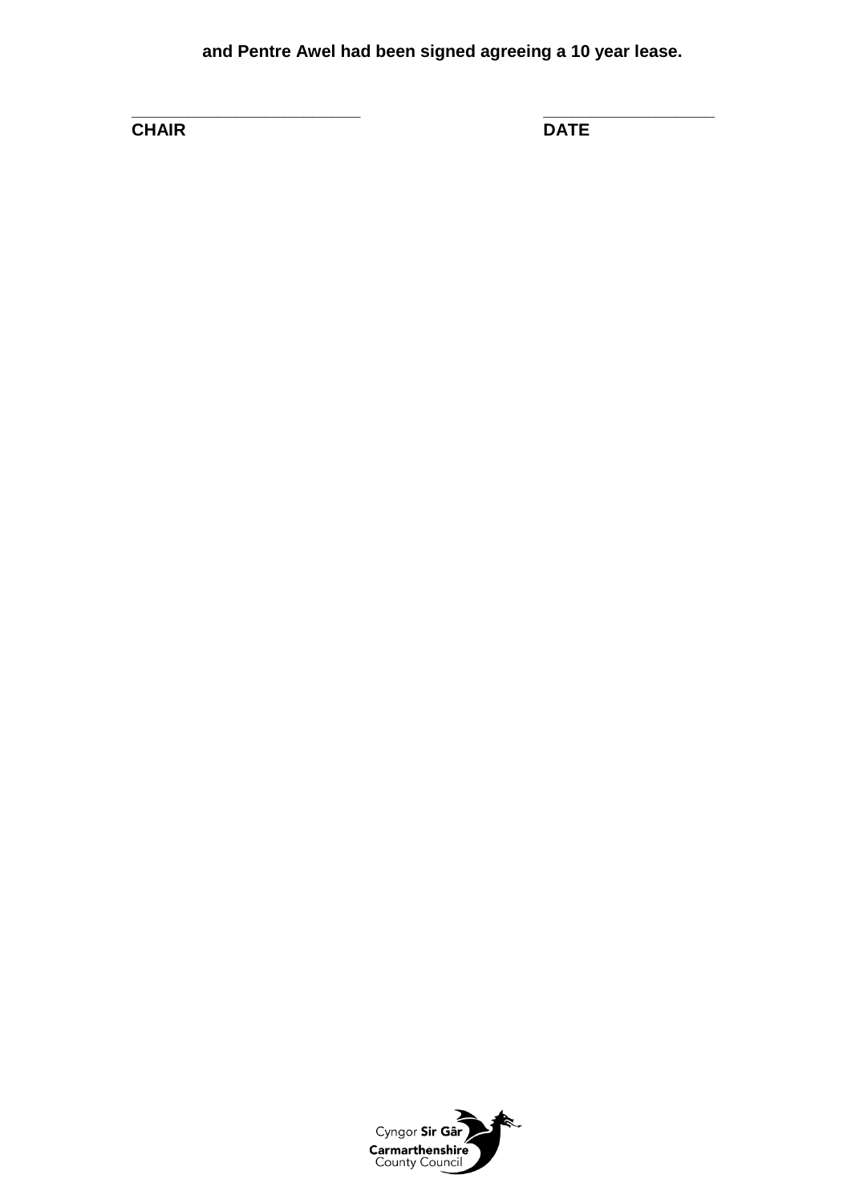**and Pentre Awel had been signed agreeing a 10 year lease.**

\_\_\_\_\_\_\_\_\_\_\_\_\_\_\_\_\_\_\_\_\_\_\_\_\_\_ \_\_\_\_\_\_\_\_\_\_\_\_\_\_\_\_\_\_\_\_

**CHAIR** **DATE**